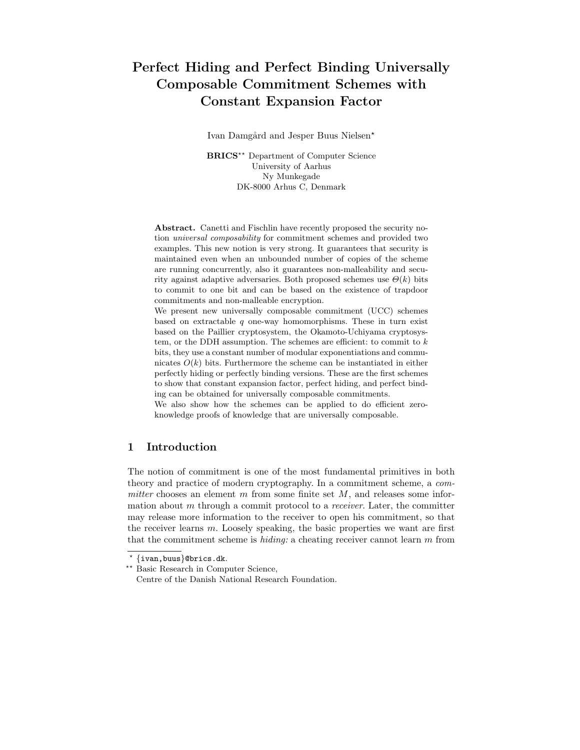# Perfect Hiding and Perfect Binding Universally Composable Commitment Schemes with Constant Expansion Factor

Ivan Damgård and Jesper Buus Nielsen[*]

**BRICS**[**] Department of Computer Science
University of Aarhus
Ny Munkegade
DK-8000 Arhus C, Denmark

**Abstract.** Canetti and Fischlin have recently proposed the security notion *universal composability* for commitment schemes and provided two examples. This new notion is very strong. It guarantees that security is maintained even when an unbounded number of copies of the scheme are running concurrently, also it guarantees non-malleability and security against adaptive adversaries. Both proposed schemes use $\Theta(k)$ bits to commit to one bit and can be based on the existence of trapdoor commitments and non-malleable encryption.

We present new universally composable commitment (UCC) schemes based on extractable $q$ one-way homomorphisms. These in turn exist based on the Paillier cryptosystem, the Okamoto-Uchiyama cryptosystem, or the DDH assumption. The schemes are efficient: to commit to $k$ bits, they use a constant number of modular exponentiations and communicates $O(k)$ bits. Furthermore the scheme can be instantiated in either perfectly hiding or perfectly binding versions. These are the first schemes to show that constant expansion factor, perfect hiding, and perfect binding can be obtained for universally composable commitments.

We also show how the schemes can be applied to do efficient zero-knowledge proofs of knowledge that are universally composable.

## 1 Introduction

The notion of commitment is one of the most fundamental primitives in both theory and practice of modern cryptography. In a commitment scheme, a *committer* chooses an element $m$ from some finite set $M$, and releases some information about $m$ through a commit protocol to a *receiver*. Later, the committer may release more information to the receiver to open his commitment, so that the receiver learns $m$. Loosely speaking, the basic properties we want are first that the commitment scheme is *hiding:* a cheating receiver cannot learn $m$ from

---

[*] {ivan,buus}@brics.dk.

[**] Basic Research in Computer Science, Centre of the Danish National Research Foundation.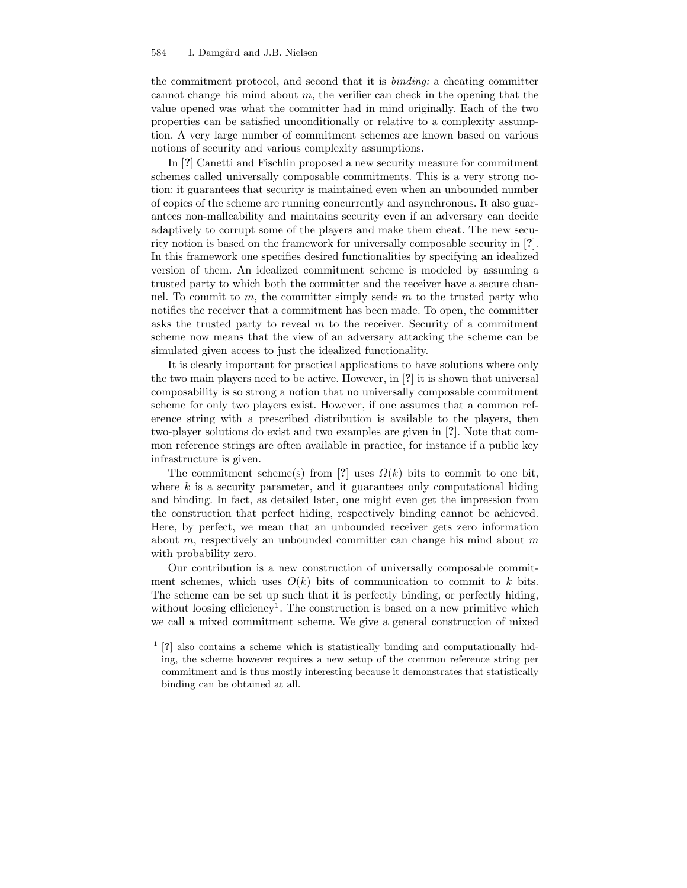the commitment protocol, and second that it is *binding:* a cheating committer cannot change his mind about $m$, the verifier can check in the opening that the value opened was what the committer had in mind originally. Each of the two properties can be satisfied unconditionally or relative to a complexity assumption. A very large number of commitment schemes are known based on various notions of security and various complexity assumptions.

In [**?**] Canetti and Fischlin proposed a new security measure for commitment schemes called universally composable commitments. This is a very strong notion: it guarantees that security is maintained even when an unbounded number of copies of the scheme are running concurrently and asynchronous. It also guarantees non-malleability and maintains security even if an adversary can decide adaptively to corrupt some of the players and make them cheat. The new security notion is based on the framework for universally composable security in [**?**]. In this framework one specifies desired functionalities by specifying an idealized version of them. An idealized commitment scheme is modeled by assuming a trusted party to which both the committer and the receiver have a secure channel. To commit to $m$, the committer simply sends $m$ to the trusted party who notifies the receiver that a commitment has been made. To open, the committer asks the trusted party to reveal $m$ to the receiver. Security of a commitment scheme now means that the view of an adversary attacking the scheme can be simulated given access to just the idealized functionality.

It is clearly important for practical applications to have solutions where only the two main players need to be active. However, in [**?**] it is shown that universal composability is so strong a notion that no universally composable commitment scheme for only two players exist. However, if one assumes that a common reference string with a prescribed distribution is available to the players, then two-player solutions do exist and two examples are given in [**?**]. Note that common reference strings are often available in practice, for instance if a public key infrastructure is given.

The commitment scheme(s) from [**?**] uses $\Omega(k)$ bits to commit to one bit, where $k$ is a security parameter, and it guarantees only computational hiding and binding. In fact, as detailed later, one might even get the impression from the construction that perfect hiding, respectively binding cannot be achieved. Here, by perfect, we mean that an unbounded receiver gets zero information about $m$, respectively an unbounded committer can change his mind about $m$ with probability zero.

Our contribution is a new construction of universally composable commitment schemes, which uses $O(k)$ bits of communication to commit to $k$ bits. The scheme can be set up such that it is perfectly binding, or perfectly hiding, without loosing efficiency[1]. The construction is based on a new primitive which we call a mixed commitment scheme. We give a general construction of mixed

---

[1] [**?**] also contains a scheme which is statistically binding and computationally hiding, the scheme however requires a new setup of the common reference string per commitment and is thus mostly interesting because it demonstrates that statistically binding can be obtained at all.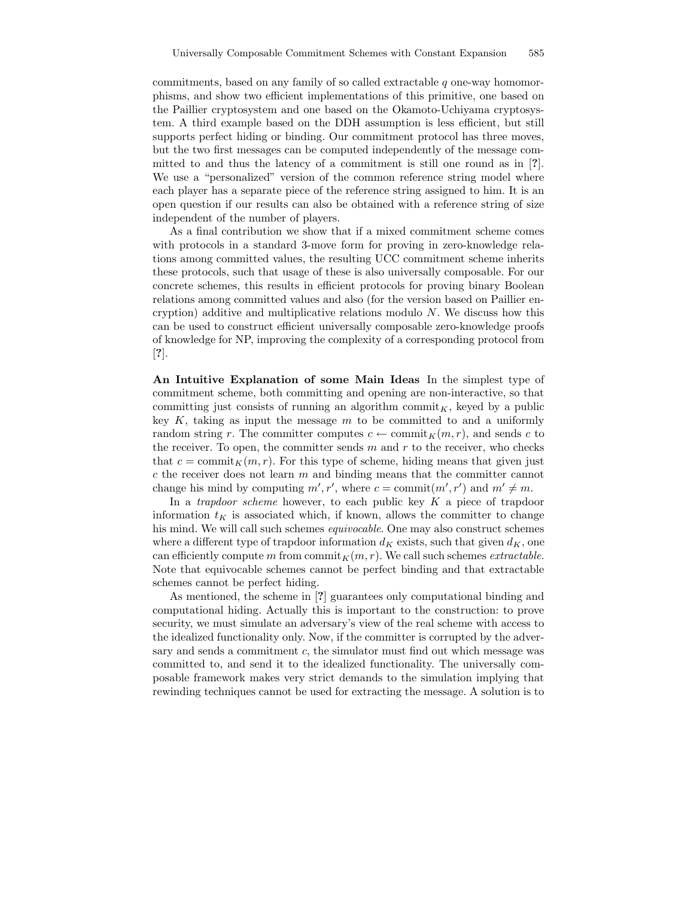commitments, based on any family of so called extractable $q$ one-way homomorphisms, and show two efficient implementations of this primitive, one based on the Paillier cryptosystem and one based on the Okamoto-Uchiyama cryptosystem. A third example based on the DDH assumption is less efficient, but still supports perfect hiding or binding. Our commitment protocol has three moves, but the two first messages can be computed independently of the message committed to and thus the latency of a commitment is still one round as in [**?**]. We use a "personalized" version of the common reference string model where each player has a separate piece of the reference string assigned to him. It is an open question if our results can also be obtained with a reference string of size independent of the number of players.

As a final contribution we show that if a mixed commitment scheme comes with protocols in a standard 3-move form for proving in zero-knowledge relations among committed values, the resulting UCC commitment scheme inherits these protocols, such that usage of these is also universally composable. For our concrete schemes, this results in efficient protocols for proving binary Boolean relations among committed values and also (for the version based on Paillier encryption) additive and multiplicative relations modulo $N$. We discuss how this can be used to construct efficient universally composable zero-knowledge proofs of knowledge for NP, improving the complexity of a corresponding protocol from [**?**].

**An Intuitive Explanation of some Main Ideas** In the simplest type of commitment scheme, both committing and opening are non-interactive, so that committing just consists of running an algorithm $\text{commit}_K$, keyed by a public key $K$, taking as input the message $m$ to be committed to and a uniformly random string $r$. The committer computes $c \leftarrow \text{commit}_K(m, r)$, and sends $c$ to the receiver. To open, the committer sends $m$ and $r$ to the receiver, who checks that $c = \text{commit}_K(m, r)$. For this type of scheme, hiding means that given just $c$ the receiver does not learn $m$ and binding means that the committer cannot change his mind by computing $m', r'$, where $c = \text{commit}(m', r')$ and $m' \neq m$.

In a *trapdoor scheme* however, to each public key $K$ a piece of trapdoor information $t_K$ is associated which, if known, allows the committer to change his mind. We will call such schemes *equivocable*. One may also construct schemes where a different type of trapdoor information $d_K$ exists, such that given $d_K$, one can efficiently compute $m$ from $\text{commit}_K(m, r)$. We call such schemes *extractable*. Note that equivocable schemes cannot be perfect binding and that extractable schemes cannot be perfect hiding.

As mentioned, the scheme in [**?**] guarantees only computational binding and computational hiding. Actually this is important to the construction: to prove security, we must simulate an adversary's view of the real scheme with access to the idealized functionality only. Now, if the committer is corrupted by the adversary and sends a commitment $c$, the simulator must find out which message was committed to, and send it to the idealized functionality. The universally composable framework makes very strict demands to the simulation implying that rewinding techniques cannot be used for extracting the message. A solution is to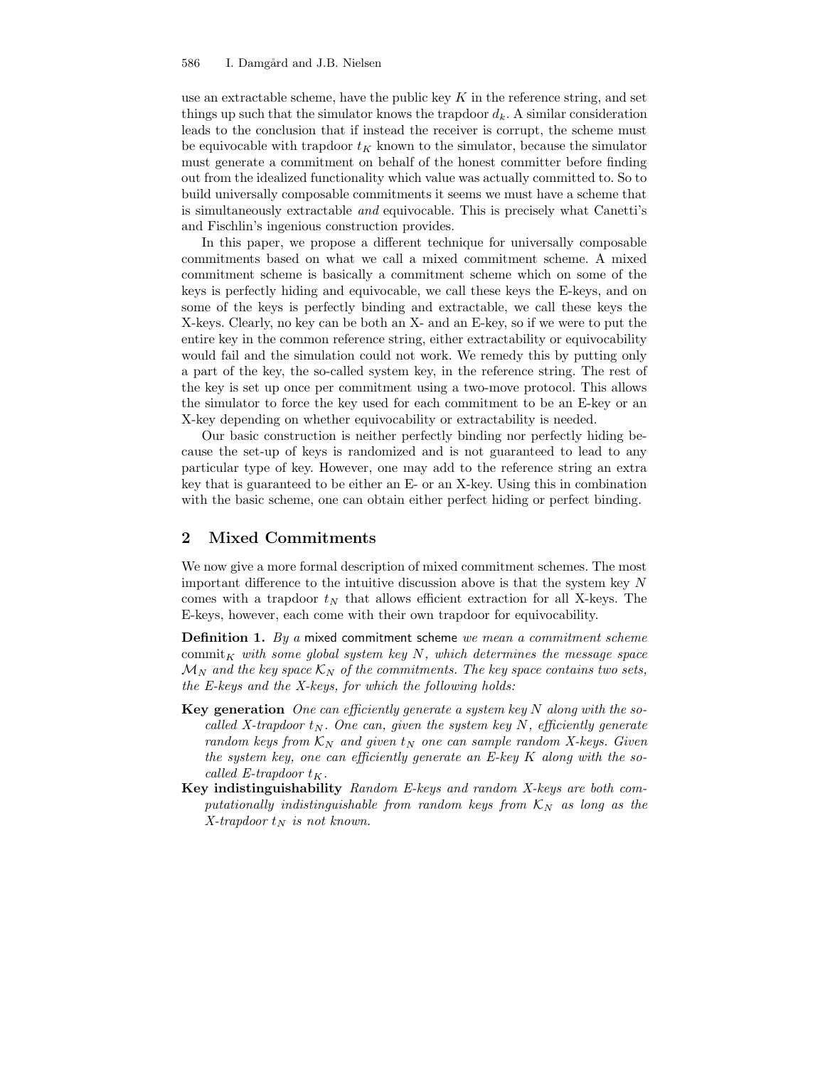use an extractable scheme, have the public key $K$ in the reference string, and set things up such that the simulator knows the trapdoor $d_k$. A similar consideration leads to the conclusion that if instead the receiver is corrupt, the scheme must be equivocable with trapdoor $t_K$ known to the simulator, because the simulator must generate a commitment on behalf of the honest committer before finding out from the idealized functionality which value was actually committed to. So to build universally composable commitments it seems we must have a scheme that is simultaneously extractable *and* equivocable. This is precisely what Canetti's and Fischlin's ingenious construction provides.

In this paper, we propose a different technique for universally composable commitments based on what we call a mixed commitment scheme. A mixed commitment scheme is basically a commitment scheme which on some of the keys is perfectly hiding and equivocable, we call these keys the E-keys, and on some of the keys is perfectly binding and extractable, we call these keys the X-keys. Clearly, no key can be both an X- and an E-key, so if we were to put the entire key in the common reference string, either extractability or equivocability would fail and the simulation could not work. We remedy this by putting only a part of the key, the so-called system key, in the reference string. The rest of the key is set up once per commitment using a two-move protocol. This allows the simulator to force the key used for each commitment to be an E-key or an X-key depending on whether equivocability or extractability is needed.

Our basic construction is neither perfectly binding nor perfectly hiding because the set-up of keys is randomized and is not guaranteed to lead to any particular type of key. However, one may add to the reference string an extra key that is guaranteed to be either an E- or an X-key. Using this in combination with the basic scheme, one can obtain either perfect hiding or perfect binding.

## 2 Mixed Commitments

We now give a more formal description of mixed commitment schemes. The most important difference to the intuitive discussion above is that the system key $N$ comes with a trapdoor $t_N$ that allows efficient extraction for all X-keys. The E-keys, however, each come with their own trapdoor for equivocability.

**Definition 1.** *By a* mixed commitment scheme *we mean a commitment scheme* $\text{commit}_K$ *with some global system key* $N$*, which determines the message space* $\mathcal{M}_N$ *and the key space* $\mathcal{K}_N$ *of the commitments. The key space contains two sets, the E-keys and the X-keys, for which the following holds:*

- **Key generation** *One can efficiently generate a system key* $N$ *along with the so-called X-trapdoor* $t_N$*. One can, given the system key* $N$*, efficiently generate random keys from* $\mathcal{K}_N$ *and given* $t_N$ *one can sample random X-keys. Given the system key, one can efficiently generate an E-key* $K$ *along with the so-called E-trapdoor* $t_K$*.*
- **Key indistinguishability** *Random E-keys and random X-keys are both computationally indistinguishable from random keys from* $\mathcal{K}_N$ *as long as the X-trapdoor* $t_N$ *is not known.*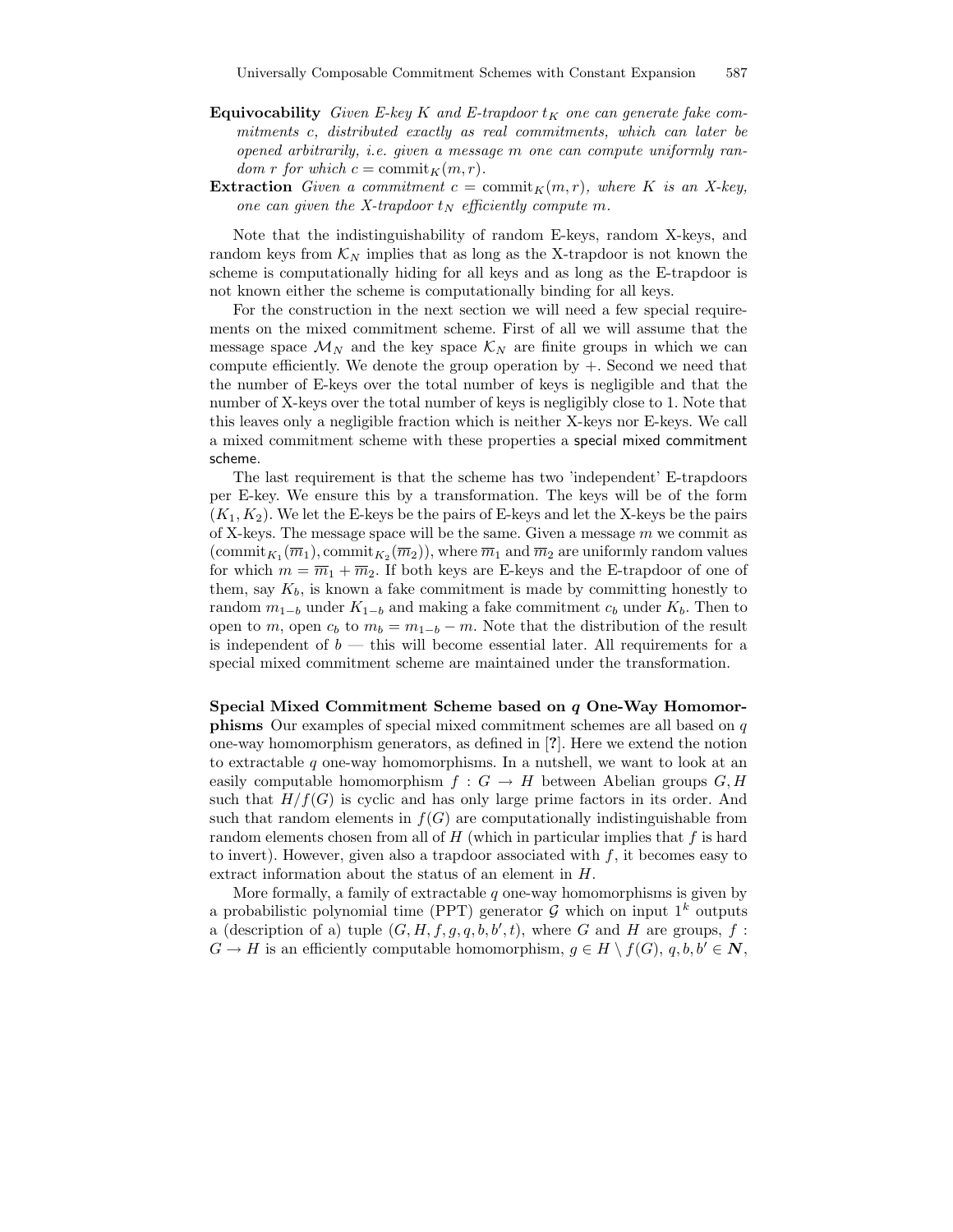**Equivocability** *Given E-key $K$ and E-trapdoor $t_K$ one can generate fake commitments $c$, distributed exactly as real commitments, which can later be opened arbitrarily, i.e. given a message $m$ one can compute uniformly random $r$ for which $c = \text{commit}_K(m, r)$.*

**Extraction** *Given a commitment $c = \text{commit}_K(m, r)$, where $K$ is an X-key, one can given the X-trapdoor $t_N$ efficiently compute $m$.*

Note that the indistinguishability of random E-keys, random X-keys, and random keys from $\mathcal{K}_N$ implies that as long as the X-trapdoor is not known the scheme is computationally hiding for all keys and as long as the E-trapdoor is not known either the scheme is computationally binding for all keys.

For the construction in the next section we will need a few special requirements on the mixed commitment scheme. First of all we will assume that the message space $\mathcal{M}_N$ and the key space $\mathcal{K}_N$ are finite groups in which we can compute efficiently. We denote the group operation by $+$. Second we need that the number of E-keys over the total number of keys is negligible and that the number of X-keys over the total number of keys is negligibly close to 1. Note that this leaves only a negligible fraction which is neither X-keys nor E-keys. We call a mixed commitment scheme with these properties a special mixed commitment scheme.

The last requirement is that the scheme has two 'independent' E-trapdoors per E-key. We ensure this by a transformation. The keys will be of the form $(K_1, K_2)$. We let the E-keys be the pairs of E-keys and let the X-keys be the pairs of X-keys. The message space will be the same. Given a message $m$ we commit as $(\text{commit}_{K_1}(\overline{m}_1), \text{commit}_{K_2}(\overline{m}_2))$, where $\overline{m}_1$ and $\overline{m}_2$ are uniformly random values for which $m = \overline{m}_1 + \overline{m}_2$. If both keys are E-keys and the E-trapdoor of one of them, say $K_b$, is known a fake commitment is made by committing honestly to random $m_{1-b}$ under $K_{1-b}$ and making a fake commitment $c_b$ under $K_b$. Then to open to $m$, open $c_b$ to $m_b = m_{1-b} - m$. Note that the distribution of the result is independent of $b$ — this will become essential later. All requirements for a special mixed commitment scheme are maintained under the transformation.

**Special Mixed Commitment Scheme based on $q$ One-Way Homomorphisms** Our examples of special mixed commitment schemes are all based on $q$ one-way homomorphism generators, as defined in [?]. Here we extend the notion to extractable $q$ one-way homomorphisms. In a nutshell, we want to look at an easily computable homomorphism $f : G \to H$ between Abelian groups $G, H$ such that $H/f(G)$ is cyclic and has only large prime factors in its order. And such that random elements in $f(G)$ are computationally indistinguishable from random elements chosen from all of $H$ (which in particular implies that $f$ is hard to invert). However, given also a trapdoor associated with $f$, it becomes easy to extract information about the status of an element in $H$.

More formally, a family of extractable $q$ one-way homomorphisms is given by a probabilistic polynomial time (PPT) generator $\mathcal{G}$ which on input $1^k$ outputs a (description of a) tuple $(G, H, f, g, q, b, b', t)$, where $G$ and $H$ are groups, $f : G \to H$ is an efficiently computable homomorphism, $g \in H \setminus f(G)$, $q, b, b' \in \boldsymbol{N}$,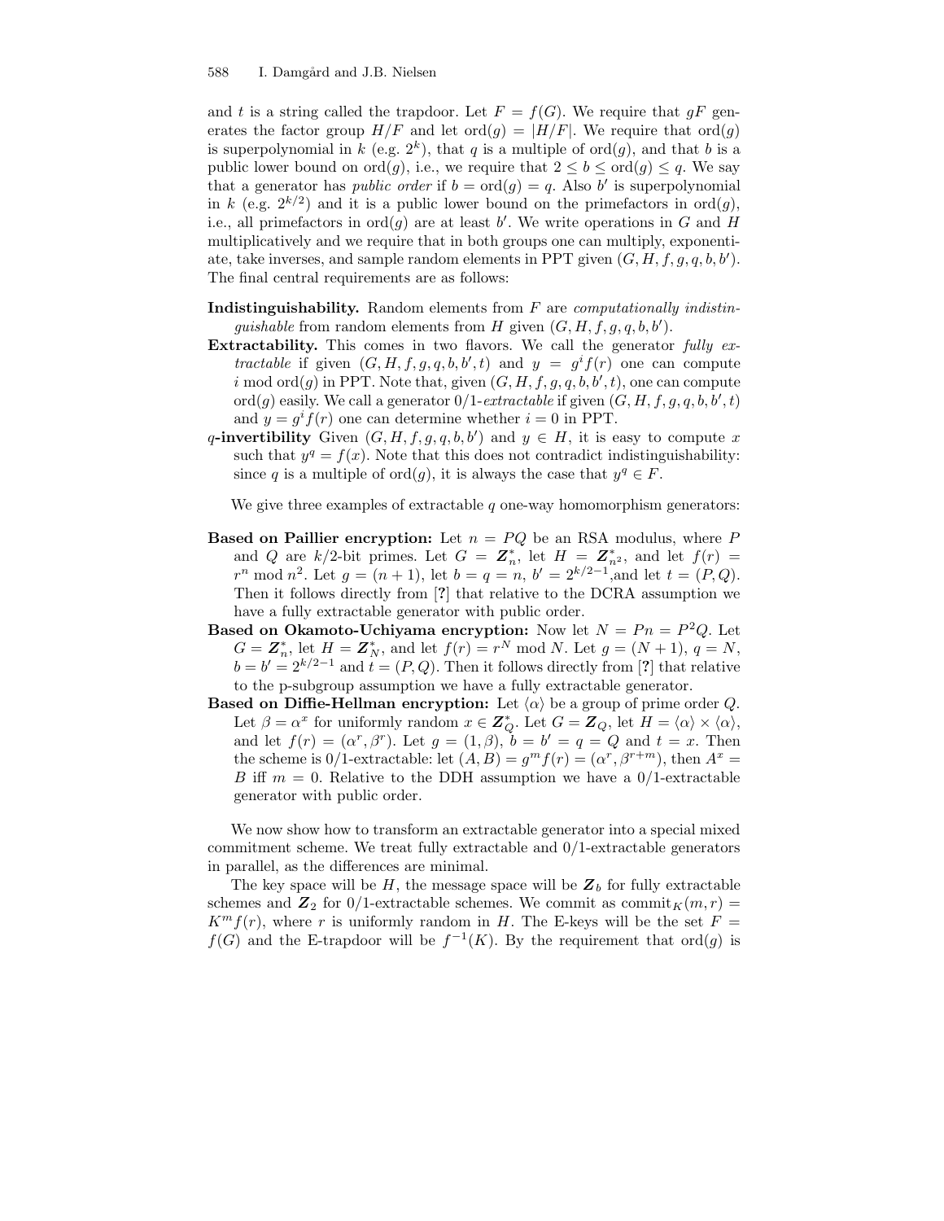and $t$ is a string called the trapdoor. Let $F = f(G)$. We require that $gF$ generates the factor group $H/F$ and let $\text{ord}(g) = |H/F|$. We require that $\text{ord}(g)$ is superpolynomial in $k$ (e.g. $2^k$), that $q$ is a multiple of $\text{ord}(g)$, and that $b$ is a public lower bound on $\text{ord}(g)$, i.e., we require that $2 \leq b \leq \text{ord}(g) \leq q$. We say that a generator has *public order* if $b = \text{ord}(g) = q$. Also $b'$ is superpolynomial in $k$ (e.g. $2^{k/2}$) and it is a public lower bound on the primefactors in $\text{ord}(g)$, i.e., all primefactors in $\text{ord}(g)$ are at least $b'$. We write operations in $G$ and $H$ multiplicatively and we require that in both groups one can multiply, exponentiate, take inverses, and sample random elements in PPT given $(G, H, f, g, q, b, b')$. The final central requirements are as follows:

**Indistinguishability.** Random elements from $F$ are *computationally indistinguishable* from random elements from $H$ given $(G, H, f, g, q, b, b')$.

**Extractability.** This comes in two flavors. We call the generator *fully extractable* if given $(G, H, f, g, q, b, b', t)$ and $y = g^i f(r)$ one can compute $i \bmod \text{ord}(g)$ in PPT. Note that, given $(G, H, f, g, q, b, b', t)$, one can compute $\text{ord}(g)$ easily. We call a generator 0/1-*extractable* if given $(G, H, f, g, q, b, b', t)$ and $y = g^i f(r)$ one can determine whether $i = 0$ in PPT.

**$q$-invertibility** Given $(G, H, f, g, q, b, b')$ and $y \in H$, it is easy to compute $x$ such that $y^q = f(x)$. Note that this does not contradict indistinguishability: since $q$ is a multiple of $\text{ord}(g)$, it is always the case that $y^q \in F$.

We give three examples of extractable $q$ one-way homomorphism generators:

**Based on Paillier encryption:** Let $n = PQ$ be an RSA modulus, where $P$ and $Q$ are $k/2$-bit primes. Let $G = \mathbf{Z}_n^*$, let $H = \mathbf{Z}_{n^2}^*$, and let $f(r) = r^n \bmod n^2$. Let $g = (n+1)$, let $b = q = n$, $b' = 2^{k/2-1}$,and let $t = (P, Q)$. Then it follows directly from [?] that relative to the DCRA assumption we have a fully extractable generator with public order.

**Based on Okamoto-Uchiyama encryption:** Now let $N = Pn = P^2 Q$. Let $G = \mathbf{Z}_n^*$, let $H = \mathbf{Z}_N^*$, and let $f(r) = r^N \bmod N$. Let $g = (N+1)$, $q = N$, $b = b' = 2^{k/2-1}$ and $t = (P, Q)$. Then it follows directly from [?] that relative to the p-subgroup assumption we have a fully extractable generator.

**Based on Diffie-Hellman encryption:** Let $\langle \alpha \rangle$ be a group of prime order $Q$. Let $\beta = \alpha^x$ for uniformly random $x \in \mathbf{Z}_Q^*$. Let $G = \mathbf{Z}_Q$, let $H = \langle \alpha \rangle \times \langle \alpha \rangle$, and let $f(r) = (\alpha^r, \beta^r)$. Let $g = (1, \beta)$, $b = b' = q = Q$ and $t = x$. Then the scheme is 0/1-extractable: let $(A, B) = g^m f(r) = (\alpha^r, \beta^{r+m})$, then $A^x = B$ iff $m = 0$. Relative to the DDH assumption we have a 0/1-extractable generator with public order.

We now show how to transform an extractable generator into a special mixed commitment scheme. We treat fully extractable and 0/1-extractable generators in parallel, as the differences are minimal.

The key space will be $H$, the message space will be $\mathbf{Z}_b$ for fully extractable schemes and $\mathbf{Z}_2$ for 0/1-extractable schemes. We commit as $\text{commit}_K(m, r) = K^m f(r)$, where $r$ is uniformly random in $H$. The E-keys will be the set $F = f(G)$ and the E-trapdoor will be $f^{-1}(K)$. By the requirement that $\text{ord}(g)$ is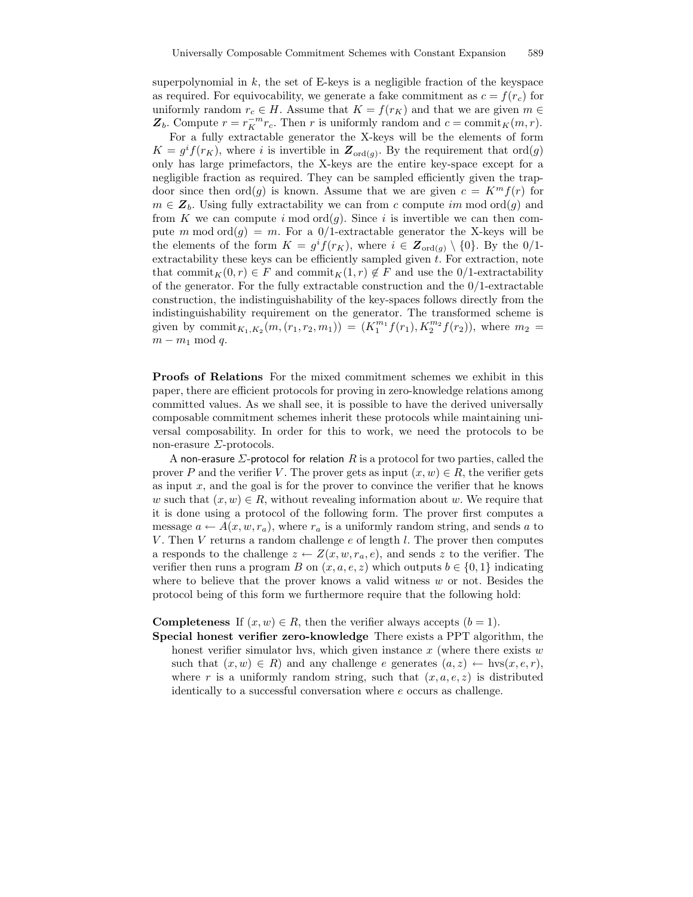superpolynomial in $k$, the set of E-keys is a negligible fraction of the keyspace as required. For equivocability, we generate a fake commitment as $c = f(r_c)$ for uniformly random $r_c \in H$. Assume that $K = f(r_K)$ and that we are given $m \in \boldsymbol{Z}_b$. Compute $r = r_K^{-m} r_c$. Then $r$ is uniformly random and $c = \text{commit}_K(m, r)$.

For a fully extractable generator the X-keys will be the elements of form $K = g^i f(r_K)$, where $i$ is invertible in $\boldsymbol{Z}_{\text{ord}(g)}$. By the requirement that $\text{ord}(g)$ only has large primefactors, the X-keys are the entire key-space except for a negligible fraction as required. They can be sampled efficiently given the trapdoor since then $\text{ord}(g)$ is known. Assume that we are given $c = K^m f(r)$ for $m \in \boldsymbol{Z}_b$. Using fully extractability we can from $c$ compute $im \bmod \text{ord}(g)$ and from $K$ we can compute $i \bmod \text{ord}(g)$. Since $i$ is invertible we can then compute $m \bmod \text{ord}(g) = m$. For a 0/1-extractable generator the X-keys will be the elements of the form $K = g^i f(r_K)$, where $i \in \boldsymbol{Z}_{\text{ord}(g)} \setminus \{0\}$. By the 0/1-extractability these keys can be efficiently sampled given $t$. For extraction, note that $\text{commit}_K(0, r) \in F$ and $\text{commit}_K(1, r) \notin F$ and use the 0/1-extractability of the generator. For the fully extractable construction and the 0/1-extractable construction, the indistinguishability of the key-spaces follows directly from the indistinguishability requirement on the generator. The transformed scheme is given by $\text{commit}_{K_1,K_2}(m, (r_1, r_2, m_1)) = (K_1^{m_1} f(r_1), K_2^{m_2} f(r_2))$, where $m_2 = m - m_1 \bmod q$.

**Proofs of Relations** For the mixed commitment schemes we exhibit in this paper, there are efficient protocols for proving in zero-knowledge relations among committed values. As we shall see, it is possible to have the derived universally composable commitment schemes inherit these protocols while maintaining universal composability. In order for this to work, we need the protocols to be non-erasure $\Sigma$-protocols.

A non-erasure $\Sigma$-protocol for relation $R$ is a protocol for two parties, called the prover $P$ and the verifier $V$. The prover gets as input $(x, w) \in R$, the verifier gets as input $x$, and the goal is for the prover to convince the verifier that he knows $w$ such that $(x, w) \in R$, without revealing information about $w$. We require that it is done using a protocol of the following form. The prover first computes a message $a \leftarrow A(x, w, r_a)$, where $r_a$ is a uniformly random string, and sends $a$ to $V$. Then $V$ returns a random challenge $e$ of length $l$. The prover then computes a responds to the challenge $z \leftarrow Z(x, w, r_a, e)$, and sends $z$ to the verifier. The verifier then runs a program $B$ on $(x, a, e, z)$ which outputs $b \in \{0, 1\}$ indicating where to believe that the prover knows a valid witness $w$ or not. Besides the protocol being of this form we furthermore require that the following hold:

**Completeness** If $(x, w) \in R$, then the verifier always accepts ($b = 1$).

**Special honest verifier zero-knowledge** There exists a PPT algorithm, the honest verifier simulator hvs, which given instance $x$ (where there exists $w$ such that $(x, w) \in R$) and any challenge $e$ generates $(a, z) \leftarrow \text{hvs}(x, e, r)$, where $r$ is a uniformly random string, such that $(x, a, e, z)$ is distributed identically to a successful conversation where $e$ occurs as challenge.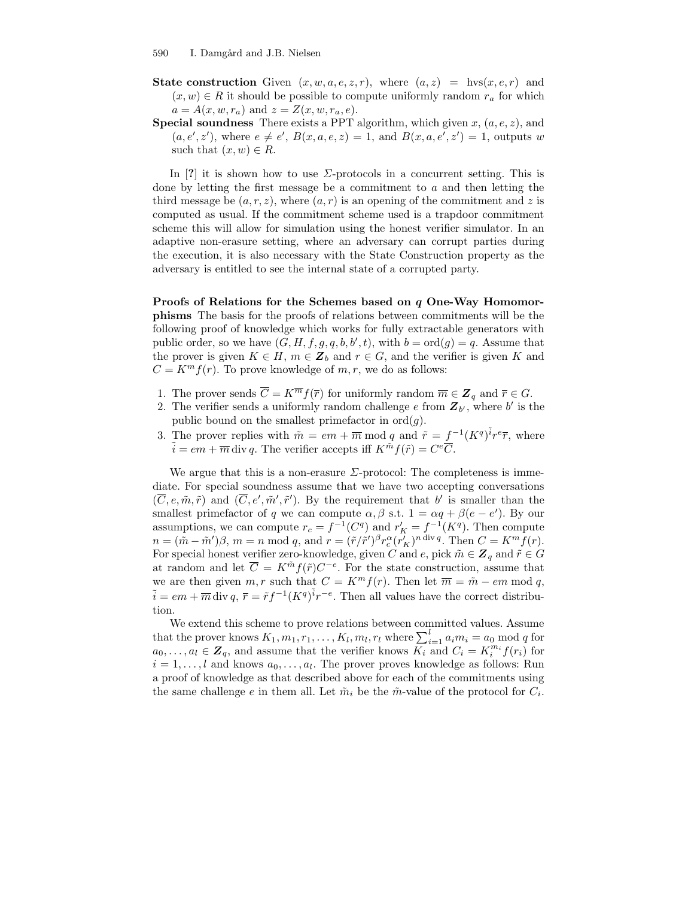**State construction** Given $(x, w, a, e, z, r)$, where $(a, z) = \text{hvs}(x, e, r)$ and $(x, w) \in R$ it should be possible to compute uniformly random $r_a$ for which $a = A(x, w, r_a)$ and $z = Z(x, w, r_a, e)$.

**Special soundness** There exists a PPT algorithm, which given $x$, $(a, e, z)$, and $(a, e', z')$, where $e \neq e'$, $B(x, a, e, z) = 1$, and $B(x, a, e', z') = 1$, outputs $w$ such that $(x, w) \in R$.

In [?] it is shown how to use $\Sigma$-protocols in a concurrent setting. This is done by letting the first message be a commitment to $a$ and then letting the third message be $(a, r, z)$, where $(a, r)$ is an opening of the commitment and $z$ is computed as usual. If the commitment scheme used is a trapdoor commitment scheme this will allow for simulation using the honest verifier simulator. In an adaptive non-erasure setting, where an adversary can corrupt parties during the execution, it is also necessary with the State Construction property as the adversary is entitled to see the internal state of a corrupted party.

**Proofs of Relations for the Schemes based on $q$ One-Way Homomorphisms** The basis for the proofs of relations between commitments will be the following proof of knowledge which works for fully extractable generators with public order, so we have $(G, H, f, g, q, b, b', t)$, with $b = \text{ord}(g) = q$. Assume that the prover is given $K \in H$, $m \in \boldsymbol{Z}_b$ and $r \in G$, and the verifier is given $K$ and $C = K^m f(r)$. To prove knowledge of $m, r$, we do as follows:

1. The prover sends $\overline{C} = K^{\overline{m}} f(\overline{r})$ for uniformly random $\overline{m} \in \boldsymbol{Z}_q$ and $\overline{r} \in G$.
2. The verifier sends a uniformly random challenge $e$ from $\boldsymbol{Z}_{b'}$, where $b'$ is the public bound on the smallest primefactor in $\text{ord}(g)$.
3. The prover replies with $\tilde{m} = em + \overline{m} \bmod q$ and $\tilde{r} = f^{-1}(K^q)^{\tilde{i}} r^e \overline{r}$, where $\tilde{i} = em + \overline{m} \operatorname{div} q$. The verifier accepts iff $K^{\tilde{m}} f(\tilde{r}) = C^e \overline{C}$.

We argue that this is a non-erasure $\Sigma$-protocol: The completeness is immediate. For special soundness assume that we have two accepting conversations $(\overline{C}, e, \tilde{m}, \tilde{r})$ and $(\overline{C}, e', \tilde{m}', \tilde{r}')$. By the requirement that $b'$ is smaller than the smallest primefactor of $q$ we can compute $\alpha, \beta$ s.t. $1 = \alpha q + \beta(e - e')$. By our assumptions, we can compute $r_c = f^{-1}(C^q)$ and $r'_K = f^{-1}(K^q)$. Then compute $n = (\tilde{m} - \tilde{m}')\beta$, $m = n \bmod q$, and $r = (\tilde{r}/\tilde{r}')^\beta r_c^\alpha (r'_K)^{n \operatorname{div} q}$. Then $C = K^m f(r)$. For special honest verifier zero-knowledge, given $C$ and $e$, pick $\tilde{m} \in \boldsymbol{Z}_q$ and $\tilde{r} \in G$ at random and let $\overline{C} = K^{\tilde{m}} f(\tilde{r}) C^{-e}$. For the state construction, assume that we are then given $m, r$ such that $C = K^m f(r)$. Then let $\overline{m} = \tilde{m} - em \bmod q$, $\tilde{i} = em + \overline{m} \operatorname{div} q$, $\overline{r} = \tilde{r} f^{-1}(K^q)^{\tilde{i}} r^{-e}$. Then all values have the correct distribution.

We extend this scheme to prove relations between committed values. Assume that the prover knows $K_1, m_1, r_1, \ldots, K_l, m_l, r_l$ where $\sum_{i=1}^{l} a_i m_i = a_0 \bmod q$ for $a_0, \ldots, a_l \in \boldsymbol{Z}_q$, and assume that the verifier knows $K_i$ and $C_i = K_i^{m_i} f(r_i)$ for $i = 1, \ldots, l$ and knows $a_0, \ldots, a_l$. The prover proves knowledge as follows: Run a proof of knowledge as that described above for each of the commitments using the same challenge $e$ in them all. Let $\tilde{m}_i$ be the $\tilde{m}$-value of the protocol for $C_i$.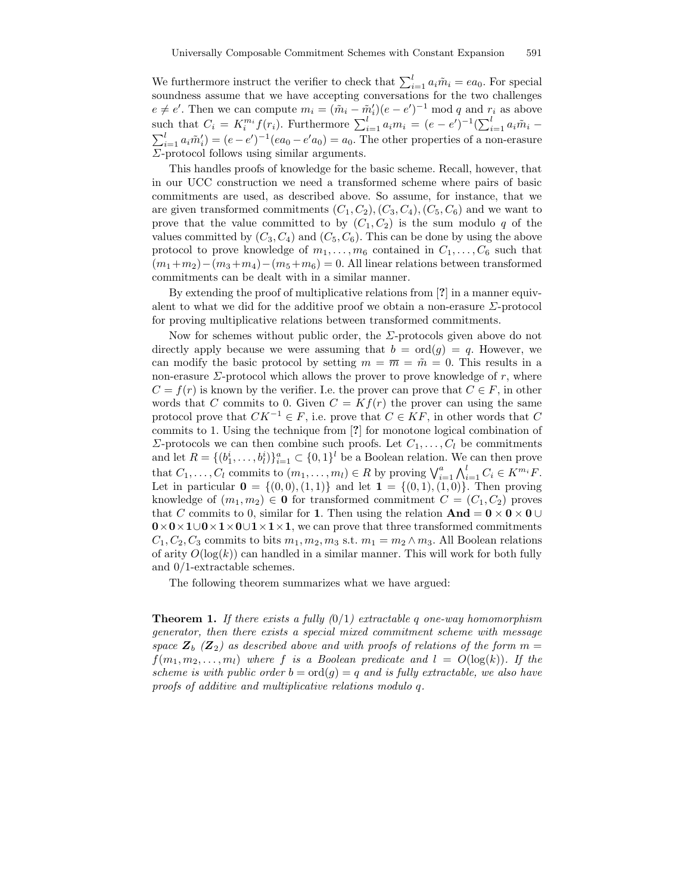We furthermore instruct the verifier to check that $\sum_{i=1}^{l} a_i \tilde{m}_i = ea_0$. For special soundness assume that we have accepting conversations for the two challenges $e \neq e'$. Then we can compute $m_i = (\tilde{m}_i - \tilde{m}_i')(e - e')^{-1} \bmod q$ and $r_i$ as above such that $C_i = K_i^{m_i} f(r_i)$. Furthermore $\sum_{i=1}^{l} a_i m_i = (e - e')^{-1}(\sum_{i=1}^{l} a_i \tilde{m}_i - \sum_{i=1}^{l} a_i \tilde{m}_i') = (e - e')^{-1}(ea_0 - e'a_0) = a_0$. The other properties of a non-erasure $\Sigma$-protocol follows using similar arguments.

This handles proofs of knowledge for the basic scheme. Recall, however, that in our UCC construction we need a transformed scheme where pairs of basic commitments are used, as described above. So assume, for instance, that we are given transformed commitments $(C_1, C_2), (C_3, C_4), (C_5, C_6)$ and we want to prove that the value committed to by $(C_1, C_2)$ is the sum modulo $q$ of the values committed by $(C_3, C_4)$ and $(C_5, C_6)$. This can be done by using the above protocol to prove knowledge of $m_1, \ldots, m_6$ contained in $C_1, \ldots, C_6$ such that $(m_1 + m_2) - (m_3 + m_4) - (m_5 + m_6) = 0$. All linear relations between transformed commitments can be dealt with in a similar manner.

By extending the proof of multiplicative relations from [?] in a manner equivalent to what we did for the additive proof we obtain a non-erasure $\Sigma$-protocol for proving multiplicative relations between transformed commitments.

Now for schemes without public order, the $\Sigma$-protocols given above do not directly apply because we were assuming that $b = \mathrm{ord}(g) = q$. However, we can modify the basic protocol by setting $m = \overline{m} = \tilde{m} = 0$. This results in a non-erasure $\Sigma$-protocol which allows the prover to prove knowledge of $r$, where $C = f(r)$ is known by the verifier. I.e. the prover can prove that $C \in F$, in other words that $C$ commits to 0. Given $C = Kf(r)$ the prover can using the same protocol prove that $CK^{-1} \in F$, i.e. prove that $C \in KF$, in other words that $C$ commits to 1. Using the technique from [?] for monotone logical combination of $\Sigma$-protocols we can then combine such proofs. Let $C_1, \ldots, C_l$ be commitments and let $R = \{(b_1^i, \ldots, b_l^i)\}_{i=1}^{a} \subset \{0,1\}^l$ be a Boolean relation. We can then prove that $C_1, \ldots, C_l$ commits to $(m_1, \ldots, m_l) \in R$ by proving $\bigvee_{i=1}^{a} \bigwedge_{i=1}^{l} C_i \in K^{m_i} F$. Let in particular $\mathbf{0} = \{(0,0),(1,1)\}$ and let $\mathbf{1} = \{(0,1),(1,0)\}$. Then proving knowledge of $(m_1, m_2) \in \mathbf{0}$ for transformed commitment $C = (C_1, C_2)$ proves that $C$ commits to 0, similar for $\mathbf{1}$. Then using the relation $\mathbf{And} = \mathbf{0} \times \mathbf{0} \times \mathbf{0} \cup \mathbf{0} \times \mathbf{0} \times \mathbf{1} \cup \mathbf{0} \times \mathbf{1} \times \mathbf{0} \cup \mathbf{1} \times \mathbf{1} \times \mathbf{1}$, we can prove that three transformed commitments $C_1, C_2, C_3$ commits to bits $m_1, m_2, m_3$ s.t. $m_1 = m_2 \wedge m_3$. All Boolean relations of arity $O(\log(k))$ can handled in a similar manner. This will work for both fully and 0/1-extractable schemes.

The following theorem summarizes what we have argued:

**Theorem 1.** *If there exists a fully (0/1) extractable $q$ one-way homomorphism generator, then there exists a special mixed commitment scheme with message space $\boldsymbol{Z}_b$ ($\boldsymbol{Z}_2$) as described above and with proofs of relations of the form $m = f(m_1, m_2, \ldots, m_l)$ where $f$ is a Boolean predicate and $l = O(\log(k))$. If the scheme is with public order $b = \mathrm{ord}(g) = q$ and is fully extractable, we also have proofs of additive and multiplicative relations modulo $q$.*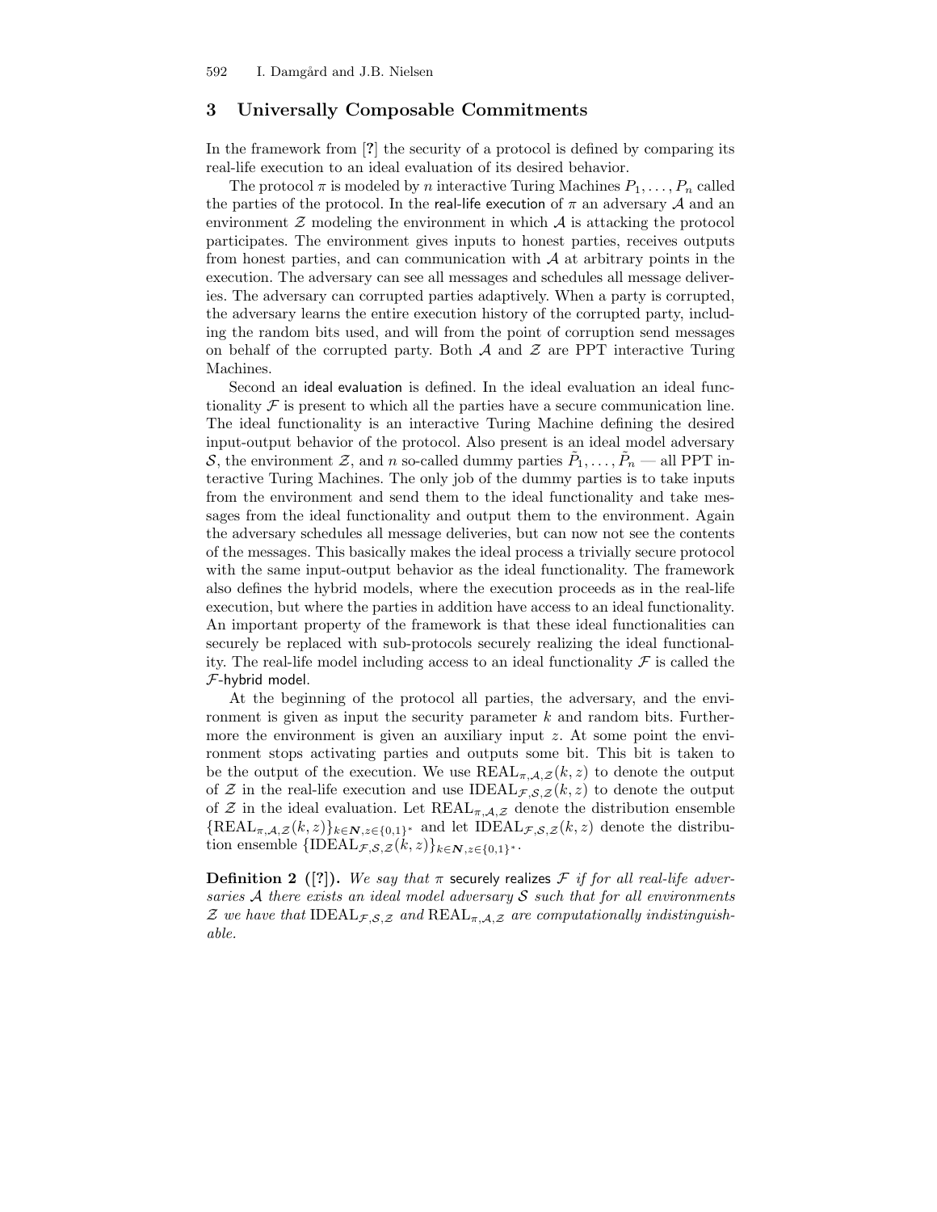## 3 Universally Composable Commitments

In the framework from [**?**] the security of a protocol is defined by comparing its real-life execution to an ideal evaluation of its desired behavior.

The protocol $\pi$ is modeled by $n$ interactive Turing Machines $P_1, \ldots, P_n$ called the parties of the protocol. In the real-life execution of $\pi$ an adversary $\mathcal{A}$ and an environment $\mathcal{Z}$ modeling the environment in which $\mathcal{A}$ is attacking the protocol participates. The environment gives inputs to honest parties, receives outputs from honest parties, and can communication with $\mathcal{A}$ at arbitrary points in the execution. The adversary can see all messages and schedules all message deliveries. The adversary can corrupted parties adaptively. When a party is corrupted, the adversary learns the entire execution history of the corrupted party, including the random bits used, and will from the point of corruption send messages on behalf of the corrupted party. Both $\mathcal{A}$ and $\mathcal{Z}$ are PPT interactive Turing Machines.

Second an ideal evaluation is defined. In the ideal evaluation an ideal functionality $\mathcal{F}$ is present to which all the parties have a secure communication line. The ideal functionality is an interactive Turing Machine defining the desired input-output behavior of the protocol. Also present is an ideal model adversary $\mathcal{S}$, the environment $\mathcal{Z}$, and $n$ so-called dummy parties $\tilde{P}_1, \ldots, \tilde{P}_n$ — all PPT interactive Turing Machines. The only job of the dummy parties is to take inputs from the environment and send them to the ideal functionality and take messages from the ideal functionality and output them to the environment. Again the adversary schedules all message deliveries, but can now not see the contents of the messages. This basically makes the ideal process a trivially secure protocol with the same input-output behavior as the ideal functionality. The framework also defines the hybrid models, where the execution proceeds as in the real-life execution, but where the parties in addition have access to an ideal functionality. An important property of the framework is that these ideal functionalities can securely be replaced with sub-protocols securely realizing the ideal functionality. The real-life model including access to an ideal functionality $\mathcal{F}$ is called the $\mathcal{F}$-hybrid model.

At the beginning of the protocol all parties, the adversary, and the environment is given as input the security parameter $k$ and random bits. Furthermore the environment is given an auxiliary input $z$. At some point the environment stops activating parties and outputs some bit. This bit is taken to be the output of the execution. We use $\text{REAL}_{\pi,\mathcal{A},\mathcal{Z}}(k, z)$ to denote the output of $\mathcal{Z}$ in the real-life execution and use $\text{IDEAL}_{\mathcal{F},\mathcal{S},\mathcal{Z}}(k, z)$ to denote the output of $\mathcal{Z}$ in the ideal evaluation. Let $\text{REAL}_{\pi,\mathcal{A},\mathcal{Z}}$ denote the distribution ensemble $\{\text{REAL}_{\pi,\mathcal{A},\mathcal{Z}}(k, z)\}_{k\in \boldsymbol{N}, z\in\{0,1\}^*}$ and let $\text{IDEAL}_{\mathcal{F},\mathcal{S},\mathcal{Z}}(k, z)$ denote the distribution ensemble $\{\text{IDEAL}_{\mathcal{F},\mathcal{S},\mathcal{Z}}(k, z)\}_{k\in \boldsymbol{N}, z\in\{0,1\}^*}$.

**Definition 2 ([?]).** *We say that $\pi$ securely realizes $\mathcal{F}$ if for all real-life adversaries $\mathcal{A}$ there exists an ideal model adversary $\mathcal{S}$ such that for all environments $\mathcal{Z}$ we have that $\text{IDEAL}_{\mathcal{F},\mathcal{S},\mathcal{Z}}$ and $\text{REAL}_{\pi,\mathcal{A},\mathcal{Z}}$ are computationally indistinguishable.*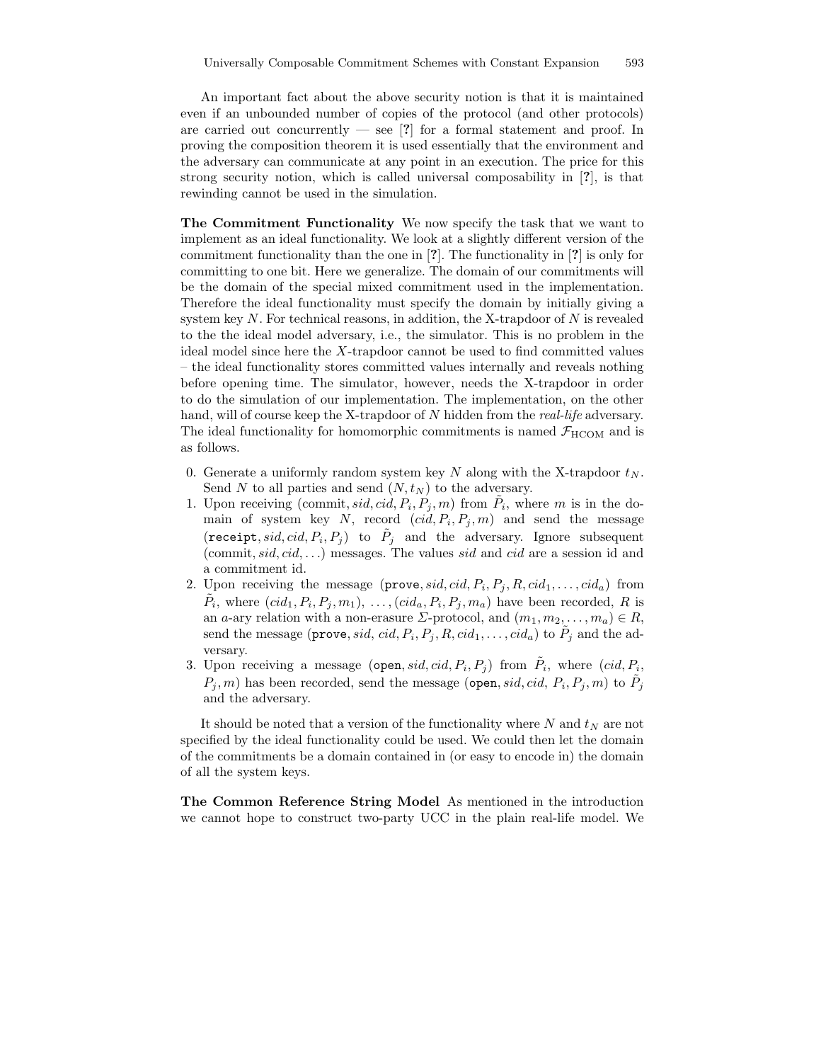An important fact about the above security notion is that it is maintained even if an unbounded number of copies of the protocol (and other protocols) are carried out concurrently — see [?] for a formal statement and proof. In proving the composition theorem it is used essentially that the environment and the adversary can communicate at any point in an execution. The price for this strong security notion, which is called universal composability in [?], is that rewinding cannot be used in the simulation.

**The Commitment Functionality** We now specify the task that we want to implement as an ideal functionality. We look at a slightly different version of the commitment functionality than the one in [?]. The functionality in [?] is only for committing to one bit. Here we generalize. The domain of our commitments will be the domain of the special mixed commitment used in the implementation. Therefore the ideal functionality must specify the domain by initially giving a system key $N$. For technical reasons, in addition, the X-trapdoor of $N$ is revealed to the the ideal model adversary, i.e., the simulator. This is no problem in the ideal model since here the $X$-trapdoor cannot be used to find committed values – the ideal functionality stores committed values internally and reveals nothing before opening time. The simulator, however, needs the X-trapdoor in order to do the simulation of our implementation. The implementation, on the other hand, will of course keep the X-trapdoor of $N$ hidden from the *real-life* adversary. The ideal functionality for homomorphic commitments is named $\mathcal{F}_{\text{HCOM}}$ and is as follows.

0. Generate a uniformly random system key $N$ along with the X-trapdoor $t_N$. Send $N$ to all parties and send $(N, t_N)$ to the adversary.
1. Upon receiving $(\text{commit}, sid, cid, P_i, P_j, m)$ from $\tilde{P}_i$, where $m$ is in the domain of system key $N$, record $(cid, P_i, P_j, m)$ and send the message $(\texttt{receipt}, sid, cid, P_i, P_j)$ to $\tilde{P}_j$ and the adversary. Ignore subsequent $(\text{commit}, sid, cid, \ldots)$ messages. The values $sid$ and $cid$ are a session id and a commitment id.
2. Upon receiving the message $(\texttt{prove}, sid, cid, P_i, P_j, R, cid_1, \ldots, cid_a)$ from $\tilde{P}_i$, where $(cid_1, P_i, P_j, m_1), \ldots, (cid_a, P_i, P_j, m_a)$ have been recorded, $R$ is an $a$-ary relation with a non-erasure $\Sigma$-protocol, and $(m_1, m_2, \ldots, m_a) \in R$, send the message $(\texttt{prove}, sid, cid, P_i, P_j, R, cid_1, \ldots, cid_a)$ to $\tilde{P}_j$ and the adversary.
3. Upon receiving a message $(\texttt{open}, sid, cid, P_i, P_j)$ from $\tilde{P}_i$, where $(cid, P_i, P_j, m)$ has been recorded, send the message $(\texttt{open}, sid, cid, P_i, P_j, m)$ to $\tilde{P}_j$ and the adversary.

It should be noted that a version of the functionality where $N$ and $t_N$ are not specified by the ideal functionality could be used. We could then let the domain of the commitments be a domain contained in (or easy to encode in) the domain of all the system keys.

**The Common Reference String Model** As mentioned in the introduction we cannot hope to construct two-party UCC in the plain real-life model. We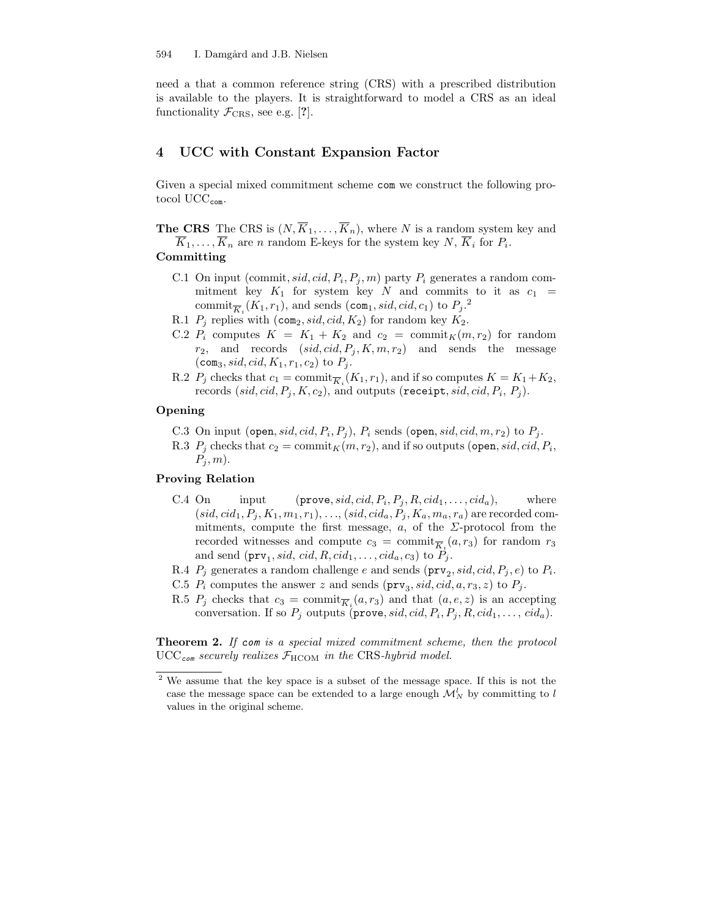need a that a common reference string (CRS) with a prescribed distribution is available to the players. It is straightforward to model a CRS as an ideal functionality $\mathcal{F}_{\text{CRS}}$, see e.g. [**?**].

## 4 UCC with Constant Expansion Factor

Given a special mixed commitment scheme `com` we construct the following protocol $\text{UCC}_{\texttt{com}}$.

**The CRS** The CRS is $(N, \overline{K}_1, \ldots, \overline{K}_n)$, where $N$ is a random system key and $\overline{K}_1, \ldots, \overline{K}_n$ are $n$ random E-keys for the system key $N$, $\overline{K}_i$ for $P_i$.

**Committing**

- C.1 On input $(\text{commit}, sid, cid, P_i, P_j, m)$ party $P_i$ generates a random commitment key $K_1$ for system key $N$ and commits to it as $c_1 = \text{commit}_{\overline{K}_i}(K_1, r_1)$, and sends $(\texttt{com}_1, sid, cid, c_1)$ to $P_j$.[2]
- R.1 $P_j$ replies with $(\texttt{com}_2, sid, cid, K_2)$ for random key $K_2$.
- C.2 $P_i$ computes $K = K_1 + K_2$ and $c_2 = \text{commit}_K(m, r_2)$ for random $r_2$, and records $(sid, cid, P_j, K, m, r_2)$ and sends the message $(\texttt{com}_3, sid, cid, K_1, r_1, c_2)$ to $P_j$.
- R.2 $P_j$ checks that $c_1 = \text{commit}_{\overline{K}_i}(K_1, r_1)$, and if so computes $K = K_1 + K_2$, records $(sid, cid, P_j, K, c_2)$, and outputs $(\texttt{receipt}, sid, cid, P_i, P_j)$.

**Opening**

- C.3 On input $(\texttt{open}, sid, cid, P_i, P_j)$, $P_i$ sends $(\texttt{open}, sid, cid, m, r_2)$ to $P_j$.
- R.3 $P_j$ checks that $c_2 = \text{commit}_K(m, r_2)$, and if so outputs $(\texttt{open}, sid, cid, P_i, P_j, m)$.

**Proving Relation**

- C.4 On input $(\texttt{prove}, sid, cid, P_i, P_j, R, cid_1, \ldots, cid_a)$, where $(sid, cid_1, P_j, K_1, m_1, r_1), \ldots, (sid, cid_a, P_j, K_a, m_a, r_a)$ are recorded commitments, compute the first message, $a$, of the $\Sigma$-protocol from the recorded witnesses and compute $c_3 = \text{commit}_{\overline{K}_i}(a, r_3)$ for random $r_3$ and send $(\texttt{prv}_1, sid, cid, R, cid_1, \ldots, cid_a, c_3)$ to $P_j$.
- R.4 $P_j$ generates a random challenge $e$ and sends $(\texttt{prv}_2, sid, cid, P_j, e)$ to $P_i$.
- C.5 $P_i$ computes the answer $z$ and sends $(\texttt{prv}_3, sid, cid, a, r_3, z)$ to $P_j$.
- R.5 $P_j$ checks that $c_3 = \text{commit}_{\overline{K}_i}(a, r_3)$ and that $(a, e, z)$ is an accepting conversation. If so $P_j$ outputs $(\texttt{prove}, sid, cid, P_i, P_j, R, cid_1, \ldots, cid_a)$.

**Theorem 2.** *If `com` is a special mixed commitment scheme, then the protocol $\text{UCC}_{\texttt{com}}$ securely realizes $\mathcal{F}_{\text{HCOM}}$ in the CRS-hybrid model.*

---

[2] We assume that the key space is a subset of the message space. If this is not the case the message space can be extended to a large enough $\mathcal{M}_N^l$ by committing to $l$ values in the original scheme.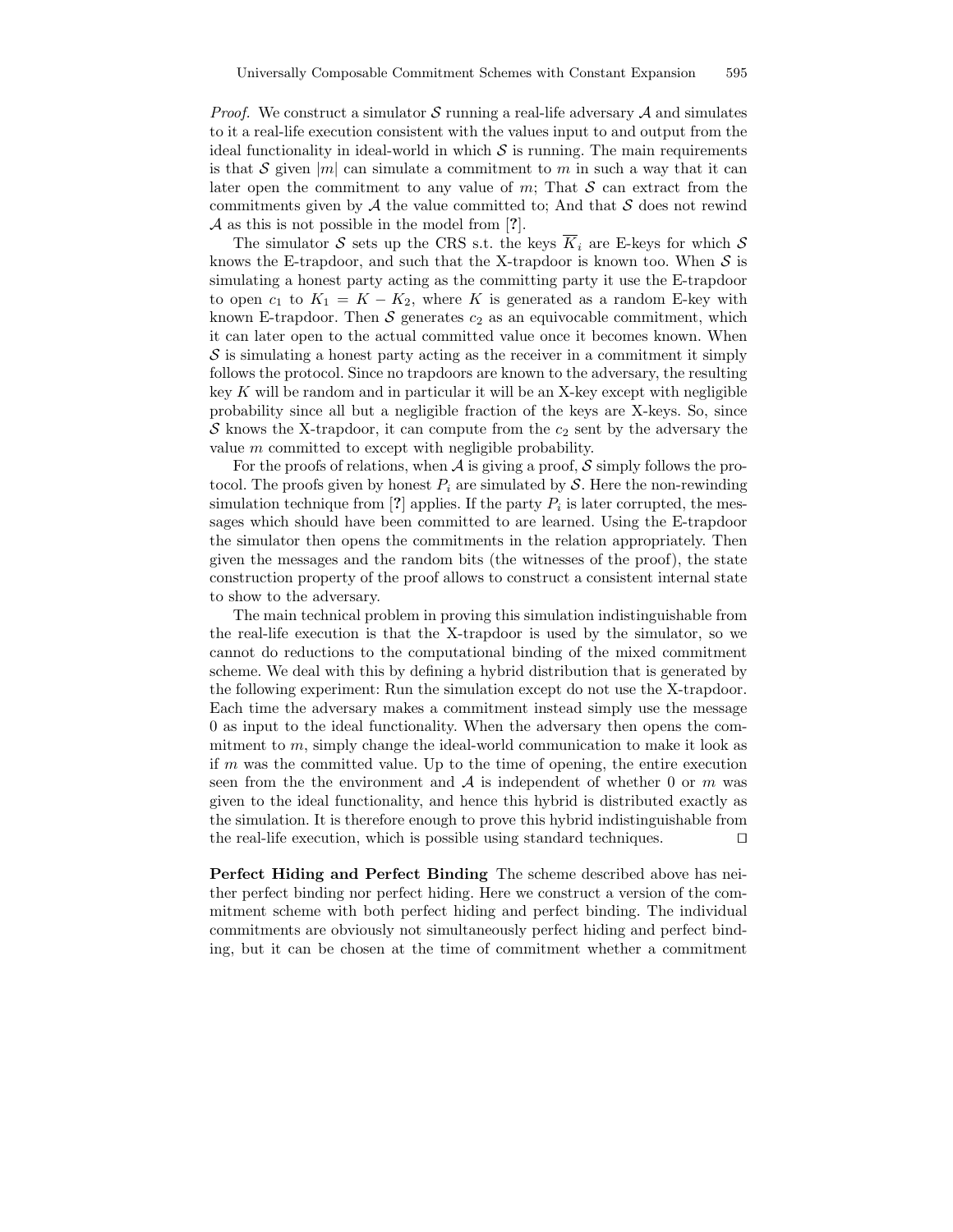*Proof.* We construct a simulator $\mathcal{S}$ running a real-life adversary $\mathcal{A}$ and simulates to it a real-life execution consistent with the values input to and output from the ideal functionality in ideal-world in which $\mathcal{S}$ is running. The main requirements is that $\mathcal{S}$ given $|m|$ can simulate a commitment to $m$ in such a way that it can later open the commitment to any value of $m$; That $\mathcal{S}$ can extract from the commitments given by $\mathcal{A}$ the value committed to; And that $\mathcal{S}$ does not rewind $\mathcal{A}$ as this is not possible in the model from [**?**].

The simulator $\mathcal{S}$ sets up the CRS s.t. the keys $\overline{K}_i$ are E-keys for which $\mathcal{S}$ knows the E-trapdoor, and such that the X-trapdoor is known too. When $\mathcal{S}$ is simulating a honest party acting as the committing party it use the E-trapdoor to open $c_1$ to $K_1 = K - K_2$, where $K$ is generated as a random E-key with known E-trapdoor. Then $\mathcal{S}$ generates $c_2$ as an equivocable commitment, which it can later open to the actual committed value once it becomes known. When $\mathcal{S}$ is simulating a honest party acting as the receiver in a commitment it simply follows the protocol. Since no trapdoors are known to the adversary, the resulting key $K$ will be random and in particular it will be an X-key except with negligible probability since all but a negligible fraction of the keys are X-keys. So, since $\mathcal{S}$ knows the X-trapdoor, it can compute from the $c_2$ sent by the adversary the value $m$ committed to except with negligible probability.

For the proofs of relations, when $\mathcal{A}$ is giving a proof, $\mathcal{S}$ simply follows the protocol. The proofs given by honest $P_i$ are simulated by $\mathcal{S}$. Here the non-rewinding simulation technique from [**?**] applies. If the party $P_i$ is later corrupted, the messages which should have been committed to are learned. Using the E-trapdoor the simulator then opens the commitments in the relation appropriately. Then given the messages and the random bits (the witnesses of the proof), the state construction property of the proof allows to construct a consistent internal state to show to the adversary.

The main technical problem in proving this simulation indistinguishable from the real-life execution is that the X-trapdoor is used by the simulator, so we cannot do reductions to the computational binding of the mixed commitment scheme. We deal with this by defining a hybrid distribution that is generated by the following experiment: Run the simulation except do not use the X-trapdoor. Each time the adversary makes a commitment instead simply use the message 0 as input to the ideal functionality. When the adversary then opens the commitment to $m$, simply change the ideal-world communication to make it look as if $m$ was the committed value. Up to the time of opening, the entire execution seen from the the environment and $\mathcal{A}$ is independent of whether 0 or $m$ was given to the ideal functionality, and hence this hybrid is distributed exactly as the simulation. It is therefore enough to prove this hybrid indistinguishable from the real-life execution, which is possible using standard techniques. □

**Perfect Hiding and Perfect Binding** The scheme described above has neither perfect binding nor perfect hiding. Here we construct a version of the commitment scheme with both perfect hiding and perfect binding. The individual commitments are obviously not simultaneously perfect hiding and perfect binding, but it can be chosen at the time of commitment whether a commitment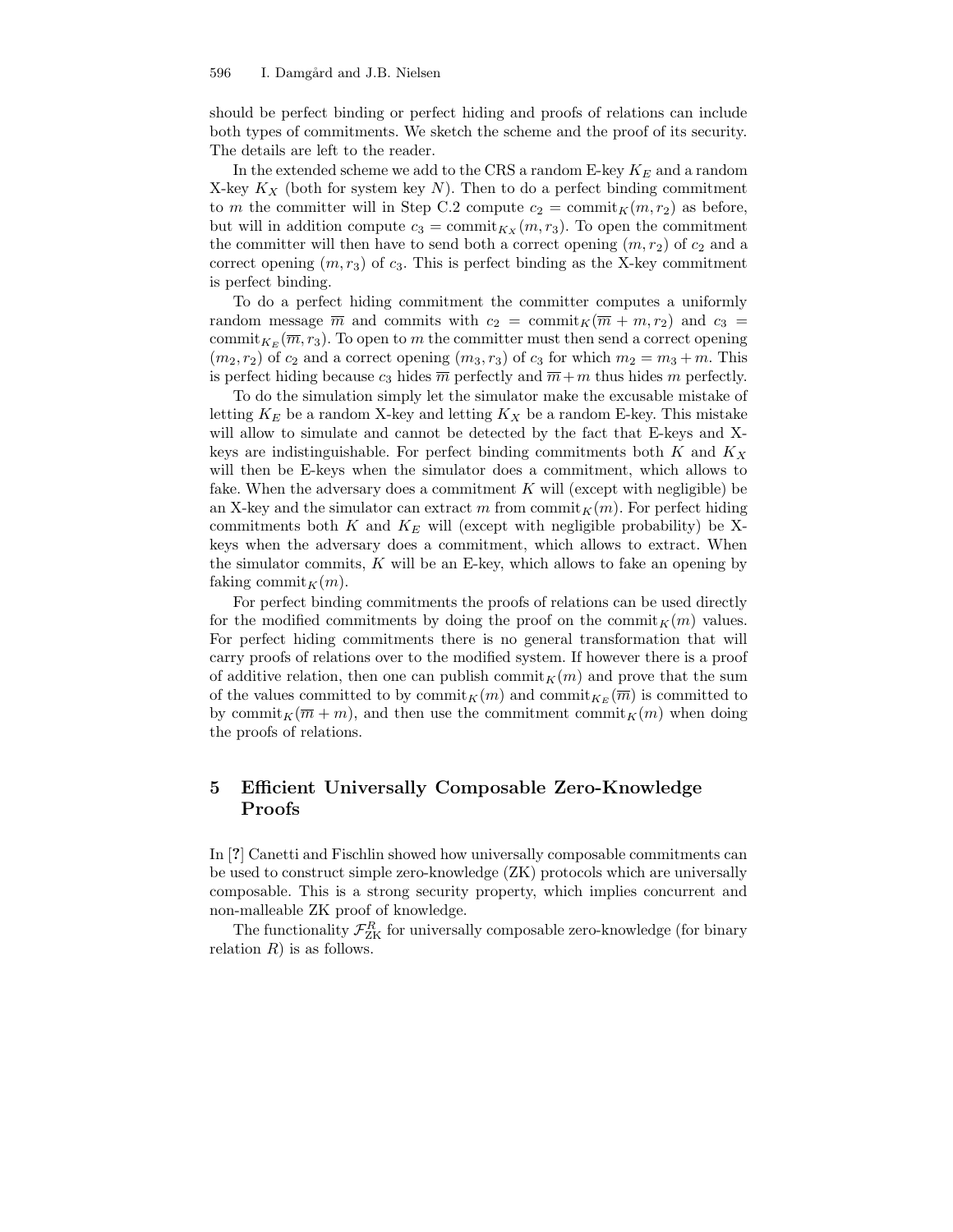should be perfect binding or perfect hiding and proofs of relations can include both types of commitments. We sketch the scheme and the proof of its security. The details are left to the reader.

In the extended scheme we add to the CRS a random E-key $K_E$ and a random X-key $K_X$ (both for system key $N$). Then to do a perfect binding commitment to $m$ the committer will in Step C.2 compute $c_2 = \text{commit}_K(m, r_2)$ as before, but will in addition compute $c_3 = \text{commit}_{K_X}(m, r_3)$. To open the commitment the committer will then have to send both a correct opening $(m, r_2)$ of $c_2$ and a correct opening $(m, r_3)$ of $c_3$. This is perfect binding as the X-key commitment is perfect binding.

To do a perfect hiding commitment the committer computes a uniformly random message $\overline{m}$ and commits with $c_2 = \text{commit}_K(\overline{m} + m, r_2)$ and $c_3 = \text{commit}_{K_E}(\overline{m}, r_3)$. To open to $m$ the committer must then send a correct opening $(m_2, r_2)$ of $c_2$ and a correct opening $(m_3, r_3)$ of $c_3$ for which $m_2 = m_3 + m$. This is perfect hiding because $c_3$ hides $\overline{m}$ perfectly and $\overline{m} + m$ thus hides $m$ perfectly.

To do the simulation simply let the simulator make the excusable mistake of letting $K_E$ be a random X-key and letting $K_X$ be a random E-key. This mistake will allow to simulate and cannot be detected by the fact that E-keys and X-keys are indistinguishable. For perfect binding commitments both $K$ and $K_X$ will then be E-keys when the simulator does a commitment, which allows to fake. When the adversary does a commitment $K$ will (except with negligible) be an X-key and the simulator can extract $m$ from $\text{commit}_K(m)$. For perfect hiding commitments both $K$ and $K_E$ will (except with negligible probability) be X-keys when the adversary does a commitment, which allows to extract. When the simulator commits, $K$ will be an E-key, which allows to fake an opening by faking $\text{commit}_K(m)$.

For perfect binding commitments the proofs of relations can be used directly for the modified commitments by doing the proof on the $\text{commit}_K(m)$ values. For perfect hiding commitments there is no general transformation that will carry proofs of relations over to the modified system. If however there is a proof of additive relation, then one can publish $\text{commit}_K(m)$ and prove that the sum of the values committed to by $\text{commit}_K(m)$ and $\text{commit}_{K_E}(\overline{m})$ is committed to by $\text{commit}_K(\overline{m} + m)$, and then use the commitment $\text{commit}_K(m)$ when doing the proofs of relations.

## 5 Efficient Universally Composable Zero-Knowledge Proofs

In [?] Canetti and Fischlin showed how universally composable commitments can be used to construct simple zero-knowledge (ZK) protocols which are universally composable. This is a strong security property, which implies concurrent and non-malleable ZK proof of knowledge.

The functionality $\mathcal{F}_{\text{ZK}}^{R}$ for universally composable zero-knowledge (for binary relation $R$) is as follows.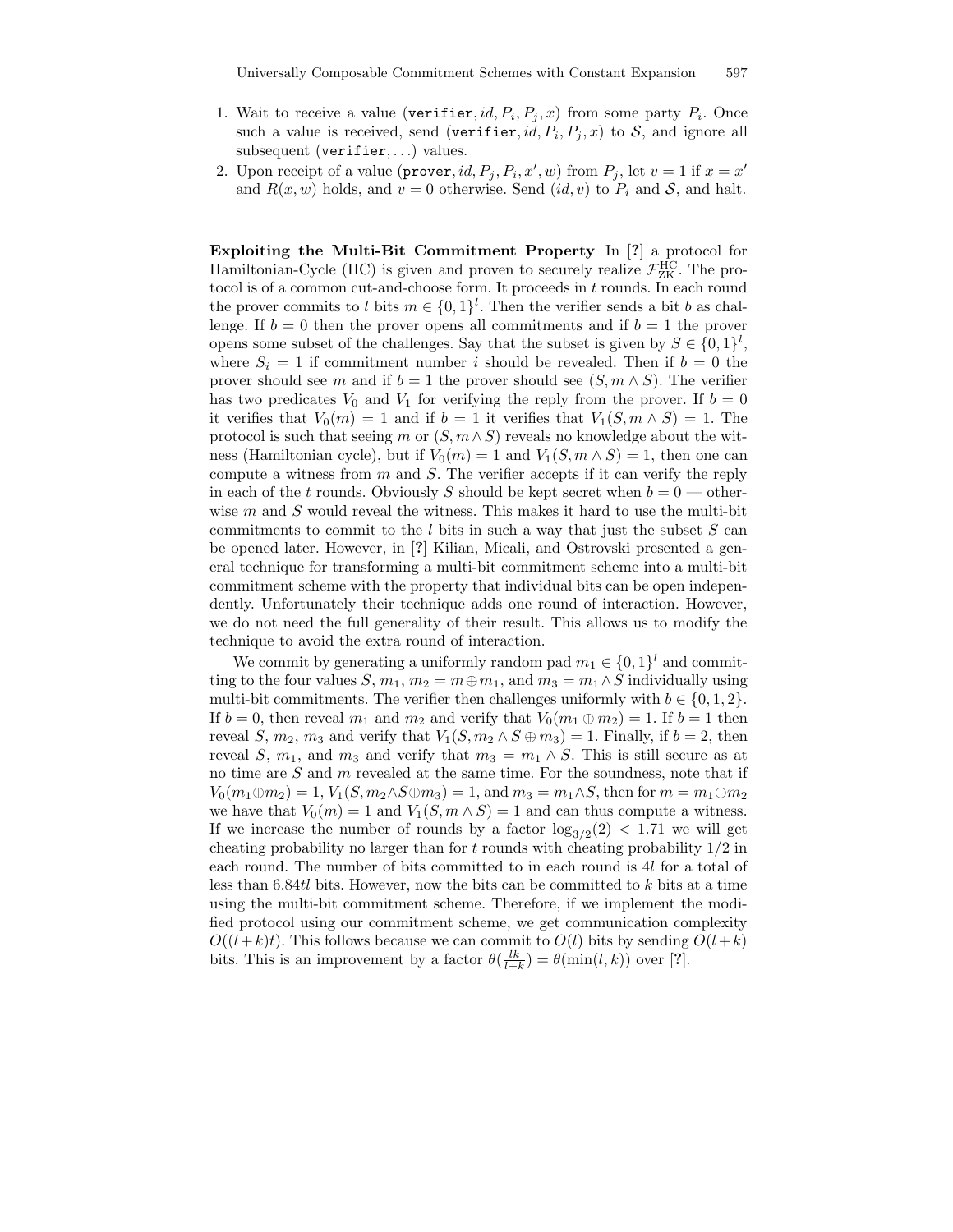1. Wait to receive a value ($\texttt{verifier}, id, P_i, P_j, x$) from some party $P_i$. Once such a value is received, send ($\texttt{verifier}, id, P_i, P_j, x$) to $\mathcal{S}$, and ignore all subsequent ($\texttt{verifier}, \ldots$) values.
2. Upon receipt of a value ($\texttt{prover}, id, P_j, P_i, x', w$) from $P_j$, let $v = 1$ if $x = x'$ and $R(x, w)$ holds, and $v = 0$ otherwise. Send $(id, v)$ to $P_i$ and $\mathcal{S}$, and halt.

**Exploiting the Multi-Bit Commitment Property** In [?] a protocol for Hamiltonian-Cycle (HC) is given and proven to securely realize $\mathcal{F}_{\mathrm{ZK}}^{\mathrm{HC}}$. The protocol is of a common cut-and-choose form. It proceeds in $t$ rounds. In each round the prover commits to $l$ bits $m \in \{0,1\}^l$. Then the verifier sends a bit $b$ as challenge. If $b = 0$ then the prover opens all commitments and if $b = 1$ the prover opens some subset of the challenges. Say that the subset is given by $S \in \{0,1\}^l$, where $S_i = 1$ if commitment number $i$ should be revealed. Then if $b = 0$ the prover should see $m$ and if $b = 1$ the prover should see $(S, m \wedge S)$. The verifier has two predicates $V_0$ and $V_1$ for verifying the reply from the prover. If $b = 0$ it verifies that $V_0(m) = 1$ and if $b = 1$ it verifies that $V_1(S, m \wedge S) = 1$. The protocol is such that seeing $m$ or $(S, m \wedge S)$ reveals no knowledge about the witness (Hamiltonian cycle), but if $V_0(m) = 1$ and $V_1(S, m \wedge S) = 1$, then one can compute a witness from $m$ and $S$. The verifier accepts if it can verify the reply in each of the $t$ rounds. Obviously $S$ should be kept secret when $b = 0$ — otherwise $m$ and $S$ would reveal the witness. This makes it hard to use the multi-bit commitments to commit to the $l$ bits in such a way that just the subset $S$ can be opened later. However, in [?] Kilian, Micali, and Ostrovski presented a general technique for transforming a multi-bit commitment scheme into a multi-bit commitment scheme with the property that individual bits can be open independently. Unfortunately their technique adds one round of interaction. However, we do not need the full generality of their result. This allows us to modify the technique to avoid the extra round of interaction.

We commit by generating a uniformly random pad $m_1 \in \{0,1\}^l$ and committing to the four values $S$, $m_1$, $m_2 = m \oplus m_1$, and $m_3 = m_1 \wedge S$ individually using multi-bit commitments. The verifier then challenges uniformly with $b \in \{0,1,2\}$. If $b = 0$, then reveal $m_1$ and $m_2$ and verify that $V_0(m_1 \oplus m_2) = 1$. If $b = 1$ then reveal $S$, $m_2$, $m_3$ and verify that $V_1(S, m_2 \wedge S \oplus m_3) = 1$. Finally, if $b = 2$, then reveal $S$, $m_1$, and $m_3$ and verify that $m_3 = m_1 \wedge S$. This is still secure as at no time are $S$ and $m$ revealed at the same time. For the soundness, note that if $V_0(m_1 \oplus m_2) = 1$, $V_1(S, m_2 \wedge S \oplus m_3) = 1$, and $m_3 = m_1 \wedge S$, then for $m = m_1 \oplus m_2$ we have that $V_0(m) = 1$ and $V_1(S, m \wedge S) = 1$ and can thus compute a witness. If we increase the number of rounds by a factor $\log_{3/2}(2) < 1.71$ we will get cheating probability no larger than for $t$ rounds with cheating probability $1/2$ in each round. The number of bits committed to in each round is $4l$ for a total of less than $6.84tl$ bits. However, now the bits can be committed to $k$ bits at a time using the multi-bit commitment scheme. Therefore, if we implement the modified protocol using our commitment scheme, we get communication complexity $O((l+k)t)$. This follows because we can commit to $O(l)$ bits by sending $O(l+k)$ bits. This is an improvement by a factor $\theta(\frac{lk}{l+k}) = \theta(\min(l,k))$ over [?].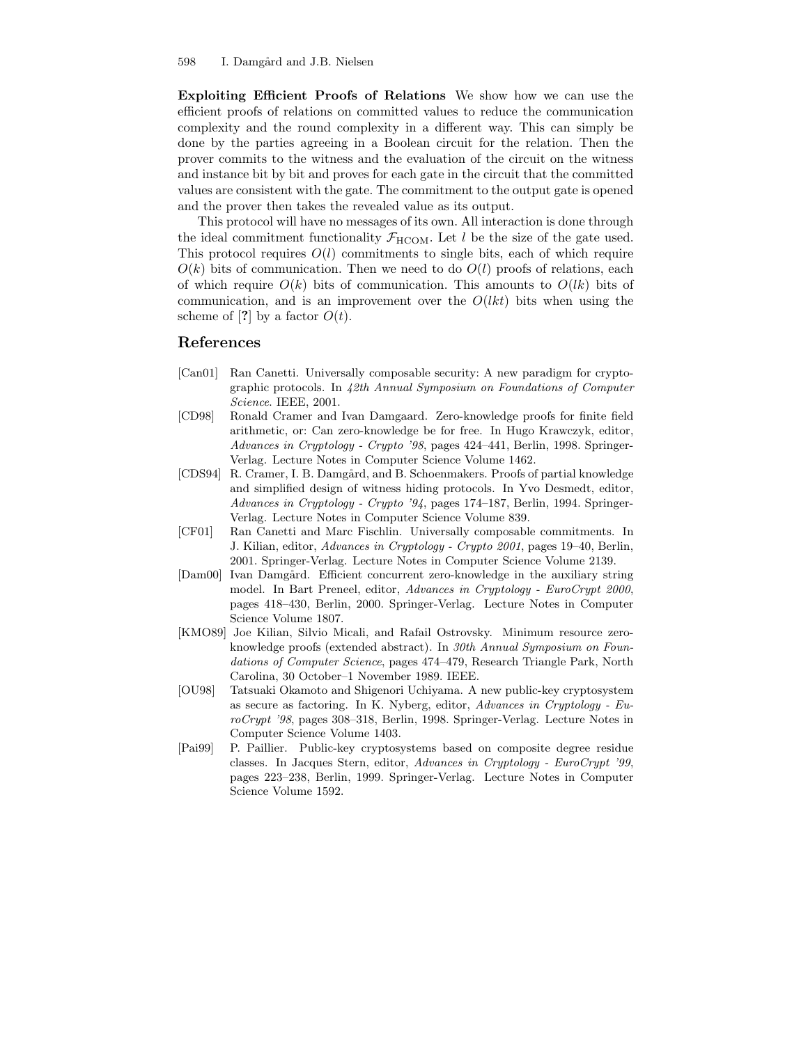**Exploiting Efficient Proofs of Relations** We show how we can use the efficient proofs of relations on committed values to reduce the communication complexity and the round complexity in a different way. This can simply be done by the parties agreeing in a Boolean circuit for the relation. Then the prover commits to the witness and the evaluation of the circuit on the witness and instance bit by bit and proves for each gate in the circuit that the committed values are consistent with the gate. The commitment to the output gate is opened and the prover then takes the revealed value as its output.

This protocol will have no messages of its own. All interaction is done through the ideal commitment functionality $\mathcal{F}_{\text{HCOM}}$. Let $l$ be the size of the gate used. This protocol requires $O(l)$ commitments to single bits, each of which require $O(k)$ bits of communication. Then we need to do $O(l)$ proofs of relations, each of which require $O(k)$ bits of communication. This amounts to $O(lk)$ bits of communication, and is an improvement over the $O(lkt)$ bits when using the scheme of [**?**] by a factor $O(t)$.

## References

- [Can01] Ran Canetti. Universally composable security: A new paradigm for cryptographic protocols. In *42th Annual Symposium on Foundations of Computer Science*. IEEE, 2001.
- [CD98] Ronald Cramer and Ivan Damgaard. Zero-knowledge proofs for finite field arithmetic, or: Can zero-knowledge be for free. In Hugo Krawczyk, editor, *Advances in Cryptology - Crypto '98*, pages 424–441, Berlin, 1998. Springer-Verlag. Lecture Notes in Computer Science Volume 1462.
- [CDS94] R. Cramer, I. B. Damgård, and B. Schoenmakers. Proofs of partial knowledge and simplified design of witness hiding protocols. In Yvo Desmedt, editor, *Advances in Cryptology - Crypto '94*, pages 174–187, Berlin, 1994. Springer-Verlag. Lecture Notes in Computer Science Volume 839.
- [CF01] Ran Canetti and Marc Fischlin. Universally composable commitments. In J. Kilian, editor, *Advances in Cryptology - Crypto 2001*, pages 19–40, Berlin, 2001. Springer-Verlag. Lecture Notes in Computer Science Volume 2139.
- [Dam00] Ivan Damgård. Efficient concurrent zero-knowledge in the auxiliary string model. In Bart Preneel, editor, *Advances in Cryptology - EuroCrypt 2000*, pages 418–430, Berlin, 2000. Springer-Verlag. Lecture Notes in Computer Science Volume 1807.
- [KMO89] Joe Kilian, Silvio Micali, and Rafail Ostrovsky. Minimum resource zero-knowledge proofs (extended abstract). In *30th Annual Symposium on Foundations of Computer Science*, pages 474–479, Research Triangle Park, North Carolina, 30 October–1 November 1989. IEEE.
- [OU98] Tatsuaki Okamoto and Shigenori Uchiyama. A new public-key cryptosystem as secure as factoring. In K. Nyberg, editor, *Advances in Cryptology - EuroCrypt '98*, pages 308–318, Berlin, 1998. Springer-Verlag. Lecture Notes in Computer Science Volume 1403.
- [Pai99] P. Paillier. Public-key cryptosystems based on composite degree residue classes. In Jacques Stern, editor, *Advances in Cryptology - EuroCrypt '99*, pages 223–238, Berlin, 1999. Springer-Verlag. Lecture Notes in Computer Science Volume 1592.